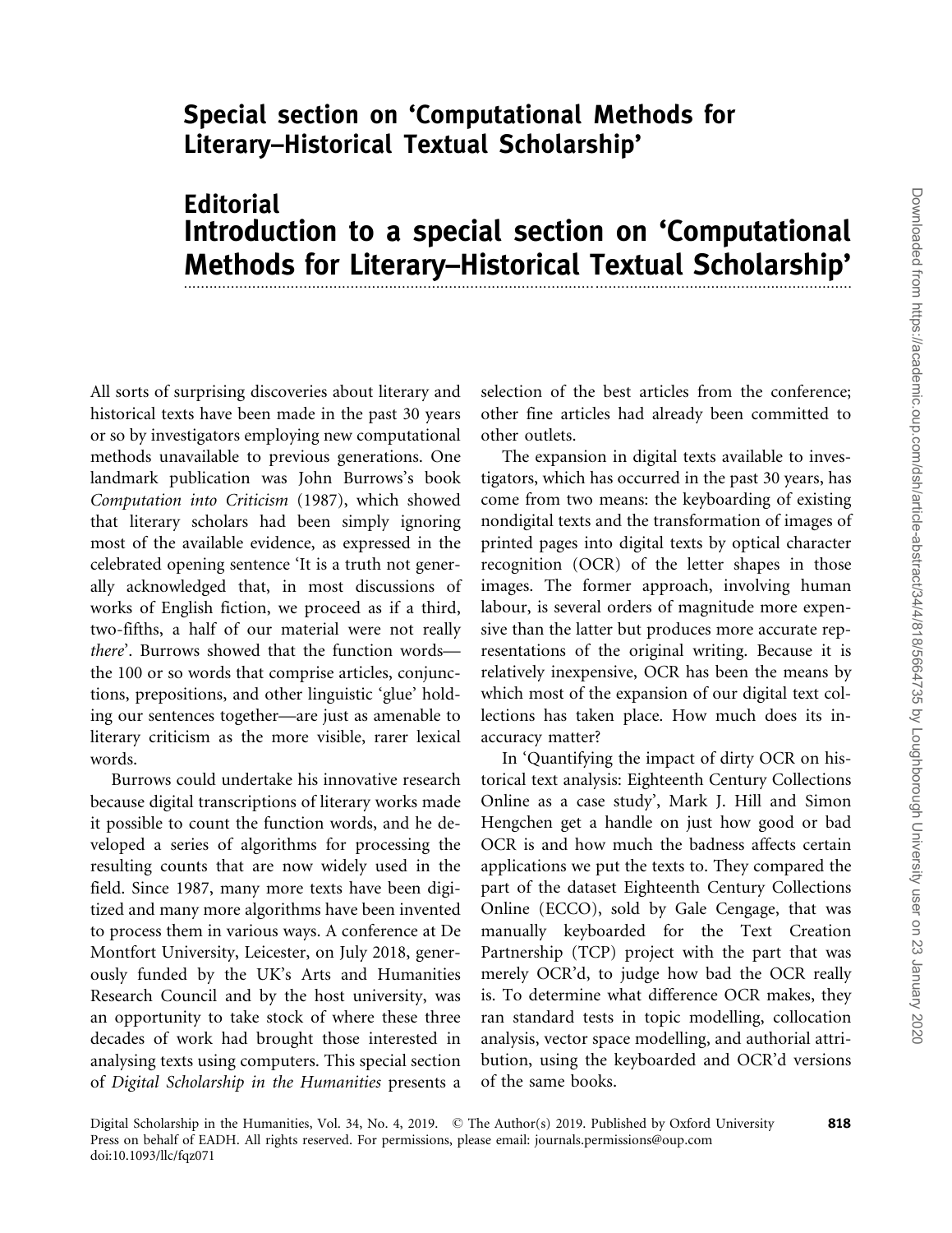# Special section on 'Computational Methods for Literary–Historical Textual Scholarship'

## Editorial
## Introduction to a special section on 'Computational Methods for Literary–Historical Textual Scholarship'

All sorts of surprising discoveries about literary and historical texts have been made in the past 30 years or so by investigators employing new computational methods unavailable to previous generations. One landmark publication was John Burrows's book *Computation into Criticism* (1987), which showed that literary scholars had been simply ignoring most of the available evidence, as expressed in the celebrated opening sentence 'It is a truth not generally acknowledged that, in most discussions of works of English fiction, we proceed as if a third, two-fifths, a half of our material were not really *there*'. Burrows showed that the function words—the 100 or so words that comprise articles, conjunctions, prepositions, and other linguistic 'glue' holding our sentences together—are just as amenable to literary criticism as the more visible, rarer lexical words.

Burrows could undertake his innovative research because digital transcriptions of literary works made it possible to count the function words, and he developed a series of algorithms for processing the resulting counts that are now widely used in the field. Since 1987, many more texts have been digitized and many more algorithms have been invented to process them in various ways. A conference at De Montfort University, Leicester, on July 2018, generously funded by the UK's Arts and Humanities Research Council and by the host university, was an opportunity to take stock of where these three decades of work had brought those interested in analysing texts using computers. This special section of *Digital Scholarship in the Humanities* presents a selection of the best articles from the conference; other fine articles had already been committed to other outlets.

The expansion in digital texts available to investigators, which has occurred in the past 30 years, has come from two means: the keyboarding of existing nondigital texts and the transformation of images of printed pages into digital texts by optical character recognition (OCR) of the letter shapes in those images. The former approach, involving human labour, is several orders of magnitude more expensive than the latter but produces more accurate representations of the original writing. Because it is relatively inexpensive, OCR has been the means by which most of the expansion of our digital text collections has taken place. How much does its inaccuracy matter?

In 'Quantifying the impact of dirty OCR on historical text analysis: Eighteenth Century Collections Online as a case study', Mark J. Hill and Simon Hengchen get a handle on just how good or bad OCR is and how much the badness affects certain applications we put the texts to. They compared the part of the dataset Eighteenth Century Collections Online (ECCO), sold by Gale Cengage, that was manually keyboarded for the Text Creation Partnership (TCP) project with the part that was merely OCR'd, to judge how bad the OCR really is. To determine what difference OCR makes, they ran standard tests in topic modelling, collocation analysis, vector space modelling, and authorial attribution, using the keyboarded and OCR'd versions of the same books.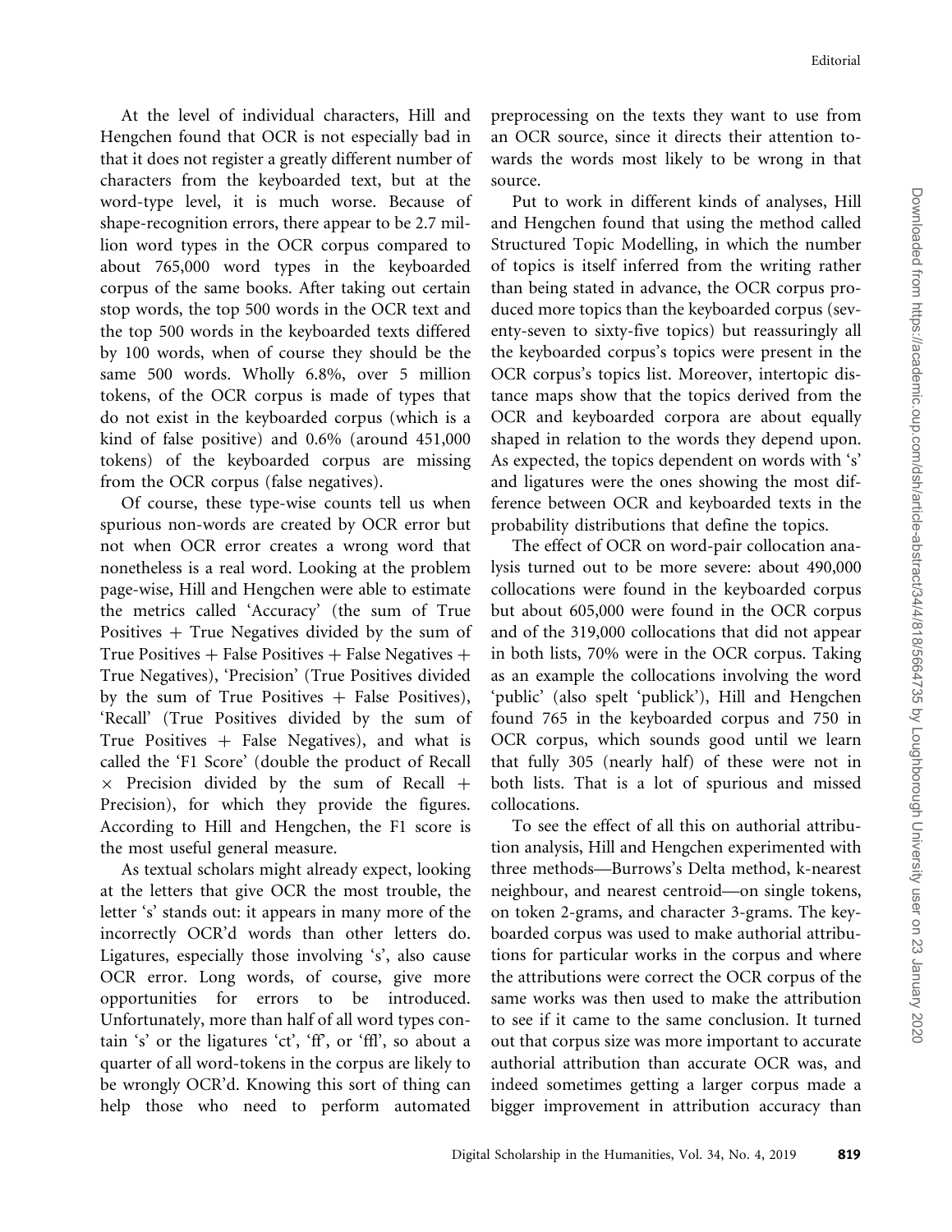At the level of individual characters, Hill and Hengchen found that OCR is not especially bad in that it does not register a greatly different number of characters from the keyboarded text, but at the word-type level, it is much worse. Because of shape-recognition errors, there appear to be 2.7 million word types in the OCR corpus compared to about 765,000 word types in the keyboarded corpus of the same books. After taking out certain stop words, the top 500 words in the OCR text and the top 500 words in the keyboarded texts differed by 100 words, when of course they should be the same 500 words. Wholly 6.8%, over 5 million tokens, of the OCR corpus is made of types that do not exist in the keyboarded corpus (which is a kind of false positive) and 0.6% (around 451,000 tokens) of the keyboarded corpus are missing from the OCR corpus (false negatives).

Of course, these type-wise counts tell us when spurious non-words are created by OCR error but not when OCR error creates a wrong word that nonetheless is a real word. Looking at the problem page-wise, Hill and Hengchen were able to estimate the metrics called 'Accuracy' (the sum of True Positives + True Negatives divided by the sum of True Positives + False Positives + False Negatives + True Negatives), 'Precision' (True Positives divided by the sum of True Positives + False Positives), 'Recall' (True Positives divided by the sum of True Positives + False Negatives), and what is called the 'F1 Score' (double the product of Recall × Precision divided by the sum of Recall + Precision), for which they provide the figures. According to Hill and Hengchen, the F1 score is the most useful general measure.

As textual scholars might already expect, looking at the letters that give OCR the most trouble, the letter 's' stands out: it appears in many more of the incorrectly OCR'd words than other letters do. Ligatures, especially those involving 's', also cause OCR error. Long words, of course, give more opportunities for errors to be introduced. Unfortunately, more than half of all word types contain 's' or the ligatures 'ct', 'ff', or 'ffl', so about a quarter of all word-tokens in the corpus are likely to be wrongly OCR'd. Knowing this sort of thing can help those who need to perform automated preprocessing on the texts they want to use from an OCR source, since it directs their attention towards the words most likely to be wrong in that source.

Put to work in different kinds of analyses, Hill and Hengchen found that using the method called Structured Topic Modelling, in which the number of topics is itself inferred from the writing rather than being stated in advance, the OCR corpus produced more topics than the keyboarded corpus (seventy-seven to sixty-five topics) but reassuringly all the keyboarded corpus's topics were present in the OCR corpus's topics list. Moreover, intertopic distance maps show that the topics derived from the OCR and keyboarded corpora are about equally shaped in relation to the words they depend upon. As expected, the topics dependent on words with 's' and ligatures were the ones showing the most difference between OCR and keyboarded texts in the probability distributions that define the topics.

The effect of OCR on word-pair collocation analysis turned out to be more severe: about 490,000 collocations were found in the keyboarded corpus but about 605,000 were found in the OCR corpus and of the 319,000 collocations that did not appear in both lists, 70% were in the OCR corpus. Taking as an example the collocations involving the word 'public' (also spelt 'publick'), Hill and Hengchen found 765 in the keyboarded corpus and 750 in OCR corpus, which sounds good until we learn that fully 305 (nearly half) of these were not in both lists. That is a lot of spurious and missed collocations.

To see the effect of all this on authorial attribution analysis, Hill and Hengchen experimented with three methods—Burrows's Delta method, k-nearest neighbour, and nearest centroid—on single tokens, on token 2-grams, and character 3-grams. The keyboarded corpus was used to make authorial attributions for particular works in the corpus and where the attributions were correct the OCR corpus of the same works was then used to make the attribution to see if it came to the same conclusion. It turned out that corpus size was more important to accurate authorial attribution than accurate OCR was, and indeed sometimes getting a larger corpus made a bigger improvement in attribution accuracy than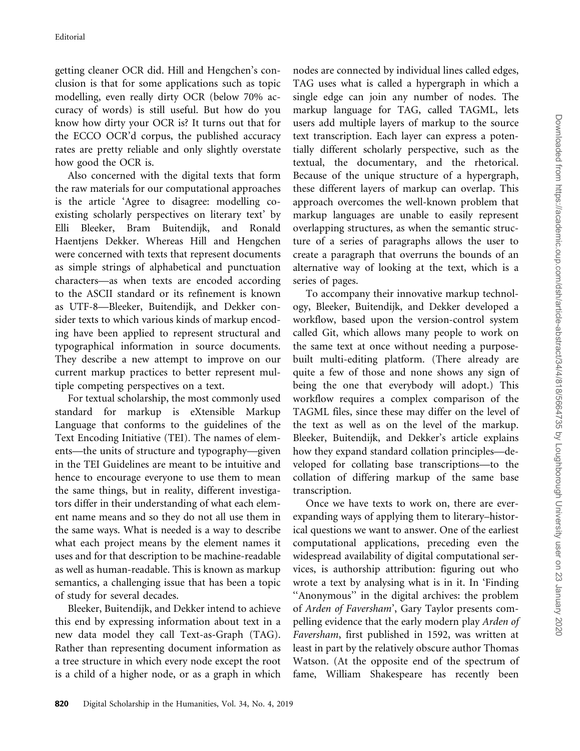getting cleaner OCR did. Hill and Hengchen's conclusion is that for some applications such as topic modelling, even really dirty OCR (below 70% accuracy of words) is still useful. But how do you know how dirty your OCR is? It turns out that for the ECCO OCR'd corpus, the published accuracy rates are pretty reliable and only slightly overstate how good the OCR is.

Also concerned with the digital texts that form the raw materials for our computational approaches is the article 'Agree to disagree: modelling co-existing scholarly perspectives on literary text' by Elli Bleeker, Bram Buitendijk, and Ronald Haentjens Dekker. Whereas Hill and Hengchen were concerned with texts that represent documents as simple strings of alphabetical and punctuation characters—as when texts are encoded according to the ASCII standard or its refinement is known as UTF-8—Bleeker, Buitendijk, and Dekker consider texts to which various kinds of markup encoding have been applied to represent structural and typographical information in source documents. They describe a new attempt to improve on our current markup practices to better represent multiple competing perspectives on a text.

For textual scholarship, the most commonly used standard for markup is eXtensible Markup Language that conforms to the guidelines of the Text Encoding Initiative (TEI). The names of elements—the units of structure and typography—given in the TEI Guidelines are meant to be intuitive and hence to encourage everyone to use them to mean the same things, but in reality, different investigators differ in their understanding of what each element name means and so they do not all use them in the same ways. What is needed is a way to describe what each project means by the element names it uses and for that description to be machine-readable as well as human-readable. This is known as markup semantics, a challenging issue that has been a topic of study for several decades.

Bleeker, Buitendijk, and Dekker intend to achieve this end by expressing information about text in a new data model they call Text-as-Graph (TAG). Rather than representing document information as a tree structure in which every node except the root is a child of a higher node, or as a graph in which nodes are connected by individual lines called edges, TAG uses what is called a hypergraph in which a single edge can join any number of nodes. The markup language for TAG, called TAGML, lets users add multiple layers of markup to the source text transcription. Each layer can express a potentially different scholarly perspective, such as the textual, the documentary, and the rhetorical. Because of the unique structure of a hypergraph, these different layers of markup can overlap. This approach overcomes the well-known problem that markup languages are unable to easily represent overlapping structures, as when the semantic structure of a series of paragraphs allows the user to create a paragraph that overruns the bounds of an alternative way of looking at the text, which is a series of pages.

To accompany their innovative markup technology, Bleeker, Buitendijk, and Dekker developed a workflow, based upon the version-control system called Git, which allows many people to work on the same text at once without needing a purpose-built multi-editing platform. (There already are quite a few of those and none shows any sign of being the one that everybody will adopt.) This workflow requires a complex comparison of the TAGML files, since these may differ on the level of the text as well as on the level of the markup. Bleeker, Buitendijk, and Dekker's article explains how they expand standard collation principles—developed for collating base transcriptions—to the collation of differing markup of the same base transcription.

Once we have texts to work on, there are ever-expanding ways of applying them to literary–historical questions we want to answer. One of the earliest computational applications, preceding even the widespread availability of digital computational services, is authorship attribution: figuring out who wrote a text by analysing what is in it. In 'Finding "Anonymous" in the digital archives: the problem of *Arden of Faversham*', Gary Taylor presents compelling evidence that the early modern play *Arden of Faversham*, first published in 1592, was written at least in part by the relatively obscure author Thomas Watson. (At the opposite end of the spectrum of fame, William Shakespeare has recently been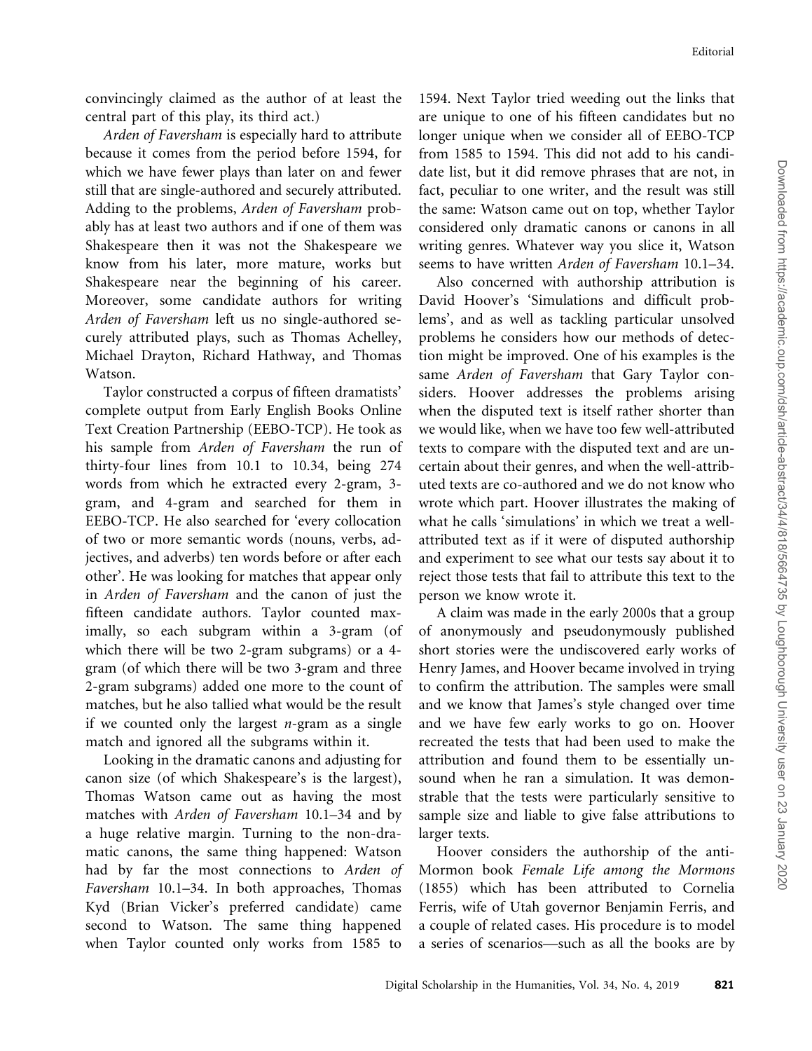convincingly claimed as the author of at least the central part of this play, its third act.)

*Arden of Faversham* is especially hard to attribute because it comes from the period before 1594, for which we have fewer plays than later on and fewer still that are single-authored and securely attributed. Adding to the problems, *Arden of Faversham* probably has at least two authors and if one of them was Shakespeare then it was not the Shakespeare we know from his later, more mature, works but Shakespeare near the beginning of his career. Moreover, some candidate authors for writing *Arden of Faversham* left us no single-authored securely attributed plays, such as Thomas Achelley, Michael Drayton, Richard Hathway, and Thomas Watson.

Taylor constructed a corpus of fifteen dramatists' complete output from Early English Books Online Text Creation Partnership (EEBO-TCP). He took as his sample from *Arden of Faversham* the run of thirty-four lines from 10.1 to 10.34, being 274 words from which he extracted every 2-gram, 3-gram, and 4-gram and searched for them in EEBO-TCP. He also searched for 'every collocation of two or more semantic words (nouns, verbs, adjectives, and adverbs) ten words before or after each other'. He was looking for matches that appear only in *Arden of Faversham* and the canon of just the fifteen candidate authors. Taylor counted maximally, so each subgram within a 3-gram (of which there will be two 2-gram subgrams) or a 4-gram (of which there will be two 3-gram and three 2-gram subgrams) added one more to the count of matches, but he also tallied what would be the result if we counted only the largest $n$-gram as a single match and ignored all the subgrams within it.

Looking in the dramatic canons and adjusting for canon size (of which Shakespeare's is the largest), Thomas Watson came out as having the most matches with *Arden of Faversham* 10.1–34 and by a huge relative margin. Turning to the non-dramatic canons, the same thing happened: Watson had by far the most connections to *Arden of Faversham* 10.1–34. In both approaches, Thomas Kyd (Brian Vicker's preferred candidate) came second to Watson. The same thing happened when Taylor counted only works from 1585 to 1594. Next Taylor tried weeding out the links that are unique to one of his fifteen candidates but no longer unique when we consider all of EEBO-TCP from 1585 to 1594. This did not add to his candidate list, but it did remove phrases that are not, in fact, peculiar to one writer, and the result was still the same: Watson came out on top, whether Taylor considered only dramatic canons or canons in all writing genres. Whatever way you slice it, Watson seems to have written *Arden of Faversham* 10.1–34.

Also concerned with authorship attribution is David Hoover's 'Simulations and difficult problems', and as well as tackling particular unsolved problems he considers how our methods of detection might be improved. One of his examples is the same *Arden of Faversham* that Gary Taylor considers. Hoover addresses the problems arising when the disputed text is itself rather shorter than we would like, when we have too few well-attributed texts to compare with the disputed text and are uncertain about their genres, and when the well-attributed texts are co-authored and we do not know who wrote which part. Hoover illustrates the making of what he calls 'simulations' in which we treat a well-attributed text as if it were of disputed authorship and experiment to see what our tests say about it to reject those tests that fail to attribute this text to the person we know wrote it.

A claim was made in the early 2000s that a group of anonymously and pseudonymously published short stories were the undiscovered early works of Henry James, and Hoover became involved in trying to confirm the attribution. The samples were small and we know that James's style changed over time and we have few early works to go on. Hoover recreated the tests that had been used to make the attribution and found them to be essentially unsound when he ran a simulation. It was demonstrable that the tests were particularly sensitive to sample size and liable to give false attributions to larger texts.

Hoover considers the authorship of the anti-Mormon book *Female Life among the Mormons* (1855) which has been attributed to Cornelia Ferris, wife of Utah governor Benjamin Ferris, and a couple of related cases. His procedure is to model a series of scenarios—such as all the books are by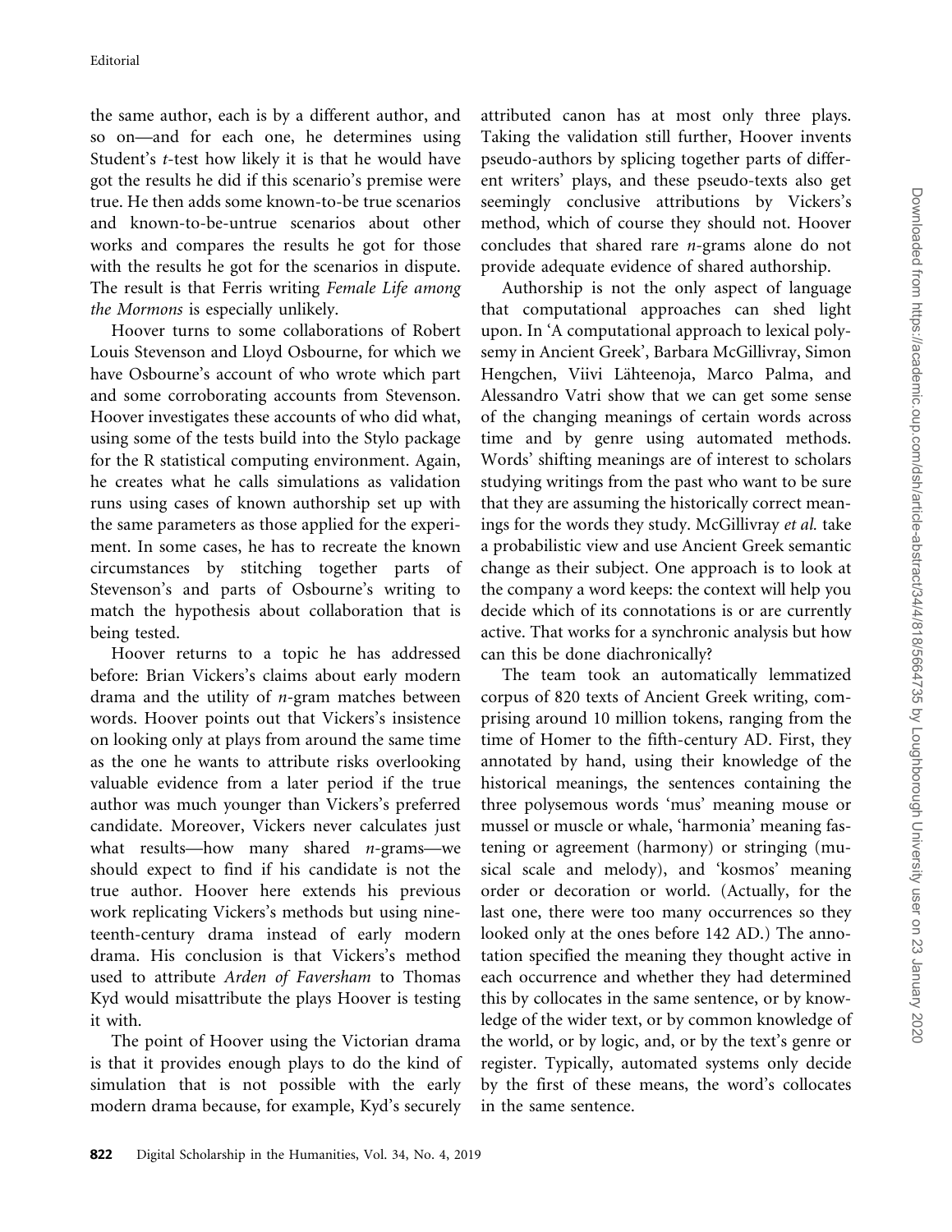the same author, each is by a different author, and so on—and for each one, he determines using Student's *t*-test how likely it is that he would have got the results he did if this scenario's premise were true. He then adds some known-to-be true scenarios and known-to-be-untrue scenarios about other works and compares the results he got for those with the results he got for the scenarios in dispute. The result is that Ferris writing *Female Life among the Mormons* is especially unlikely.

Hoover turns to some collaborations of Robert Louis Stevenson and Lloyd Osbourne, for which we have Osbourne's account of who wrote which part and some corroborating accounts from Stevenson. Hoover investigates these accounts of who did what, using some of the tests build into the Stylo package for the R statistical computing environment. Again, he creates what he calls simulations as validation runs using cases of known authorship set up with the same parameters as those applied for the experiment. In some cases, he has to recreate the known circumstances by stitching together parts of Stevenson's and parts of Osbourne's writing to match the hypothesis about collaboration that is being tested.

Hoover returns to a topic he has addressed before: Brian Vickers's claims about early modern drama and the utility of *n*-gram matches between words. Hoover points out that Vickers's insistence on looking only at plays from around the same time as the one he wants to attribute risks overlooking valuable evidence from a later period if the true author was much younger than Vickers's preferred candidate. Moreover, Vickers never calculates just what results—how many shared *n*-grams—we should expect to find if his candidate is not the true author. Hoover here extends his previous work replicating Vickers's methods but using nineteenth-century drama instead of early modern drama. His conclusion is that Vickers's method used to attribute *Arden of Faversham* to Thomas Kyd would misattribute the plays Hoover is testing it with.

The point of Hoover using the Victorian drama is that it provides enough plays to do the kind of simulation that is not possible with the early modern drama because, for example, Kyd's securely attributed canon has at most only three plays. Taking the validation still further, Hoover invents pseudo-authors by splicing together parts of different writers' plays, and these pseudo-texts also get seemingly conclusive attributions by Vickers's method, which of course they should not. Hoover concludes that shared rare *n*-grams alone do not provide adequate evidence of shared authorship.

Authorship is not the only aspect of language that computational approaches can shed light upon. In 'A computational approach to lexical polysemy in Ancient Greek', Barbara McGillivray, Simon Hengchen, Viivi Lähteenoja, Marco Palma, and Alessandro Vatri show that we can get some sense of the changing meanings of certain words across time and by genre using automated methods. Words' shifting meanings are of interest to scholars studying writings from the past who want to be sure that they are assuming the historically correct meanings for the words they study. McGillivray *et al.* take a probabilistic view and use Ancient Greek semantic change as their subject. One approach is to look at the company a word keeps: the context will help you decide which of its connotations is or are currently active. That works for a synchronic analysis but how can this be done diachronically?

The team took an automatically lemmatized corpus of 820 texts of Ancient Greek writing, comprising around 10 million tokens, ranging from the time of Homer to the fifth-century AD. First, they annotated by hand, using their knowledge of the historical meanings, the sentences containing the three polysemous words 'mus' meaning mouse or mussel or muscle or whale, 'harmonia' meaning fastening or agreement (harmony) or stringing (musical scale and melody), and 'kosmos' meaning order or decoration or world. (Actually, for the last one, there were too many occurrences so they looked only at the ones before 142 AD.) The annotation specified the meaning they thought active in each occurrence and whether they had determined this by collocates in the same sentence, or by knowledge of the wider text, or by common knowledge of the world, or by logic, and, or by the text's genre or register. Typically, automated systems only decide by the first of these means, the word's collocates in the same sentence.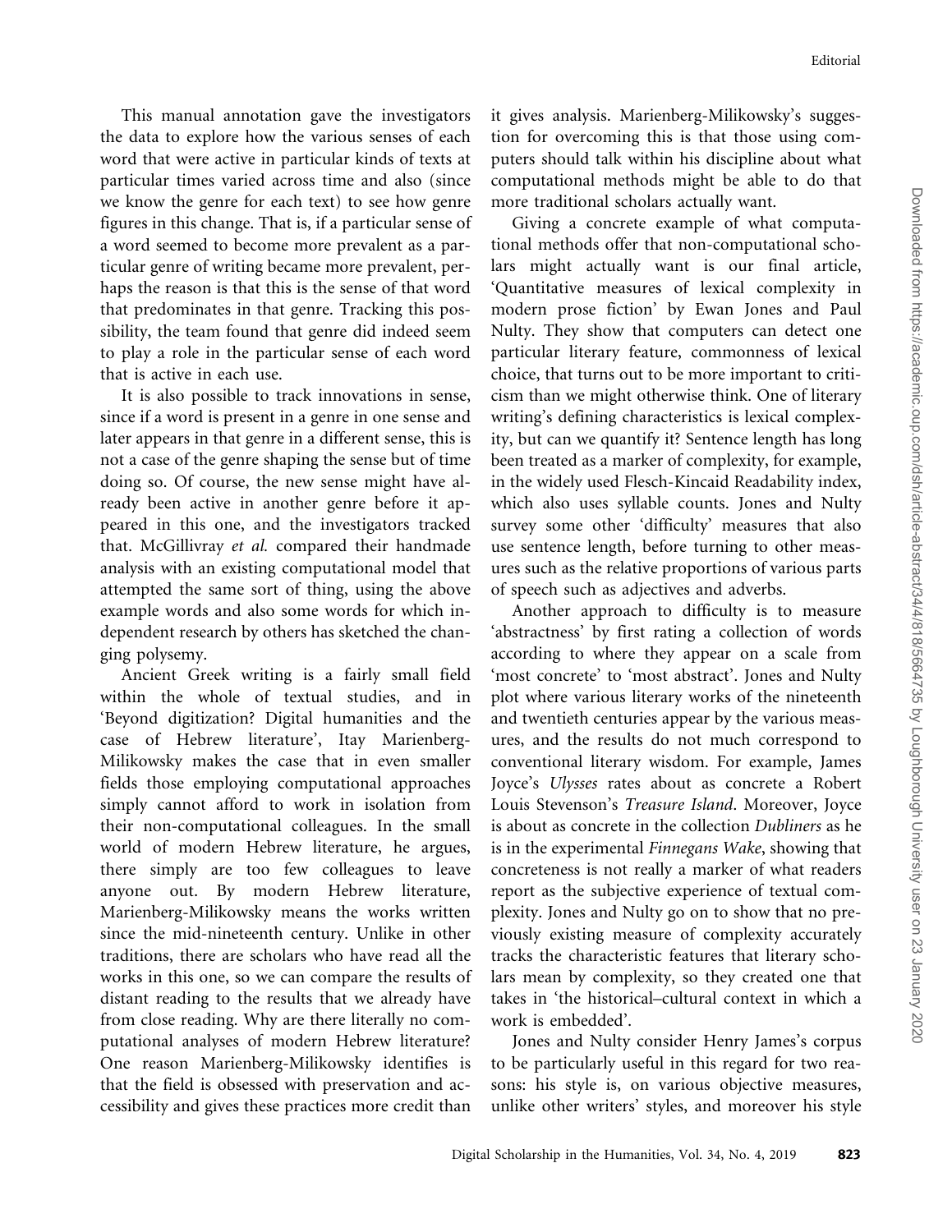This manual annotation gave the investigators the data to explore how the various senses of each word that were active in particular kinds of texts at particular times varied across time and also (since we know the genre for each text) to see how genre figures in this change. That is, if a particular sense of a word seemed to become more prevalent as a particular genre of writing became more prevalent, perhaps the reason is that this is the sense of that word that predominates in that genre. Tracking this possibility, the team found that genre did indeed seem to play a role in the particular sense of each word that is active in each use.

It is also possible to track innovations in sense, since if a word is present in a genre in one sense and later appears in that genre in a different sense, this is not a case of the genre shaping the sense but of time doing so. Of course, the new sense might have already been active in another genre before it appeared in this one, and the investigators tracked that. McGillivray *et al.* compared their handmade analysis with an existing computational model that attempted the same sort of thing, using the above example words and also some words for which independent research by others has sketched the changing polysemy.

Ancient Greek writing is a fairly small field within the whole of textual studies, and in 'Beyond digitization? Digital humanities and the case of Hebrew literature', Itay Marienberg-Milikowsky makes the case that in even smaller fields those employing computational approaches simply cannot afford to work in isolation from their non-computational colleagues. In the small world of modern Hebrew literature, he argues, there simply are too few colleagues to leave anyone out. By modern Hebrew literature, Marienberg-Milikowsky means the works written since the mid-nineteenth century. Unlike in other traditions, there are scholars who have read all the works in this one, so we can compare the results of distant reading to the results that we already have from close reading. Why are there literally no computational analyses of modern Hebrew literature? One reason Marienberg-Milikowsky identifies is that the field is obsessed with preservation and accessibility and gives these practices more credit than it gives analysis. Marienberg-Milikowsky's suggestion for overcoming this is that those using computers should talk within his discipline about what computational methods might be able to do that more traditional scholars actually want.

Giving a concrete example of what computational methods offer that non-computational scholars might actually want is our final article, 'Quantitative measures of lexical complexity in modern prose fiction' by Ewan Jones and Paul Nulty. They show that computers can detect one particular literary feature, commonness of lexical choice, that turns out to be more important to criticism than we might otherwise think. One of literary writing's defining characteristics is lexical complexity, but can we quantify it? Sentence length has long been treated as a marker of complexity, for example, in the widely used Flesch-Kincaid Readability index, which also uses syllable counts. Jones and Nulty survey some other 'difficulty' measures that also use sentence length, before turning to other measures such as the relative proportions of various parts of speech such as adjectives and adverbs.

Another approach to difficulty is to measure 'abstractness' by first rating a collection of words according to where they appear on a scale from 'most concrete' to 'most abstract'. Jones and Nulty plot where various literary works of the nineteenth and twentieth centuries appear by the various measures, and the results do not much correspond to conventional literary wisdom. For example, James Joyce's *Ulysses* rates about as concrete a Robert Louis Stevenson's *Treasure Island*. Moreover, Joyce is about as concrete in the collection *Dubliners* as he is in the experimental *Finnegans Wake*, showing that concreteness is not really a marker of what readers report as the subjective experience of textual complexity. Jones and Nulty go on to show that no previously existing measure of complexity accurately tracks the characteristic features that literary scholars mean by complexity, so they created one that takes in 'the historical–cultural context in which a work is embedded'.

Jones and Nulty consider Henry James's corpus to be particularly useful in this regard for two reasons: his style is, on various objective measures, unlike other writers' styles, and moreover his style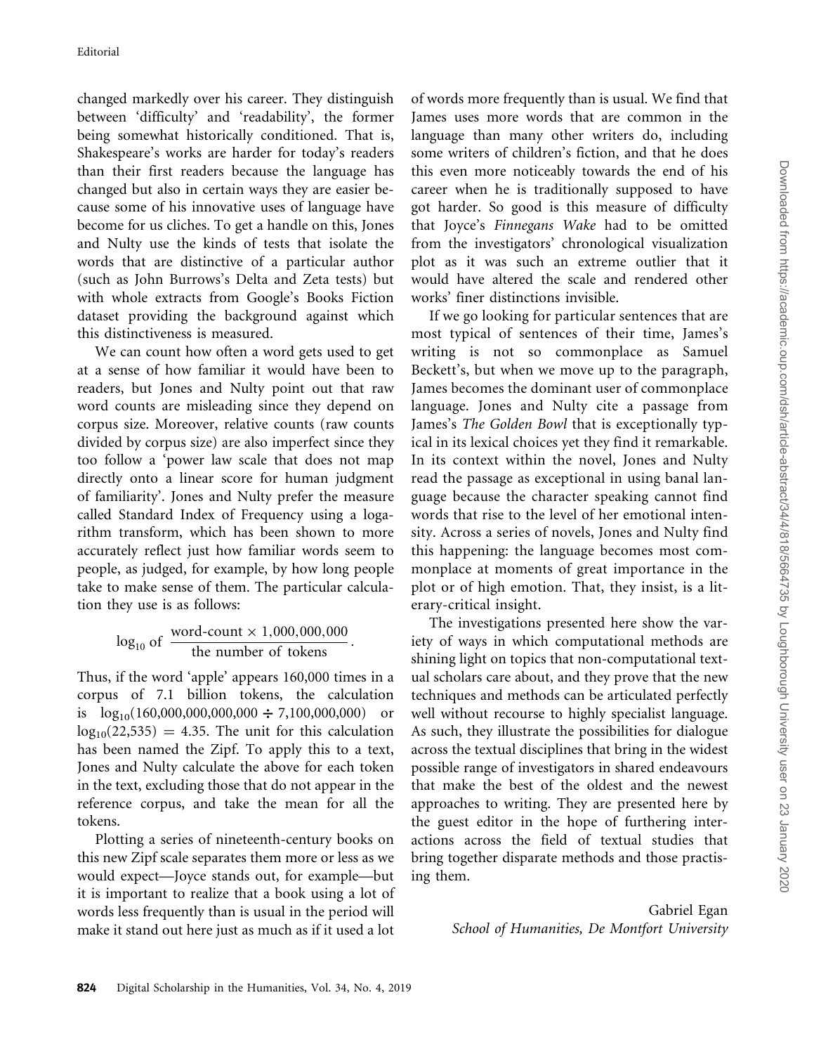changed markedly over his career. They distinguish between 'difficulty' and 'readability', the former being somewhat historically conditioned. That is, Shakespeare's works are harder for today's readers than their first readers because the language has changed but also in certain ways they are easier because some of his innovative uses of language have become for us cliches. To get a handle on this, Jones and Nulty use the kinds of tests that isolate the words that are distinctive of a particular author (such as John Burrows's Delta and Zeta tests) but with whole extracts from Google's Books Fiction dataset providing the background against which this distinctiveness is measured.

We can count how often a word gets used to get at a sense of how familiar it would have been to readers, but Jones and Nulty point out that raw word counts are misleading since they depend on corpus size. Moreover, relative counts (raw counts divided by corpus size) are also imperfect since they too follow a 'power law scale that does not map directly onto a linear score for human judgment of familiarity'. Jones and Nulty prefer the measure called Standard Index of Frequency using a logarithm transform, which has been shown to more accurately reflect just how familiar words seem to people, as judged, for example, by how long people take to make sense of them. The particular calculation they use is as follows:

$$\log_{10} \text{ of } \frac{\text{word-count} \times 1{,}000{,}000{,}000}{\text{the number of tokens}}.$$

Thus, if the word 'apple' appears 160,000 times in a corpus of 7.1 billion tokens, the calculation is $\log_{10}(160{,}000{,}000{,}000{,}000 \div 7{,}100{,}000{,}000)$ or $\log_{10}(22{,}535) = 4.35$. The unit for this calculation has been named the Zipf. To apply this to a text, Jones and Nulty calculate the above for each token in the text, excluding those that do not appear in the reference corpus, and take the mean for all the tokens.

Plotting a series of nineteenth-century books on this new Zipf scale separates them more or less as we would expect—Joyce stands out, for example—but it is important to realize that a book using a lot of words less frequently than is usual in the period will make it stand out here just as much as if it used a lot of words more frequently than is usual. We find that James uses more words that are common in the language than many other writers do, including some writers of children's fiction, and that he does this even more noticeably towards the end of his career when he is traditionally supposed to have got harder. So good is this measure of difficulty that Joyce's *Finnegans Wake* had to be omitted from the investigators' chronological visualization plot as it was such an extreme outlier that it would have altered the scale and rendered other works' finer distinctions invisible.

If we go looking for particular sentences that are most typical of sentences of their time, James's writing is not so commonplace as Samuel Beckett's, but when we move up to the paragraph, James becomes the dominant user of commonplace language. Jones and Nulty cite a passage from James's *The Golden Bowl* that is exceptionally typical in its lexical choices yet they find it remarkable. In its context within the novel, Jones and Nulty read the passage as exceptional in using banal language because the character speaking cannot find words that rise to the level of her emotional intensity. Across a series of novels, Jones and Nulty find this happening: the language becomes most commonplace at moments of great importance in the plot or of high emotion. That, they insist, is a literary-critical insight.

The investigations presented here show the variety of ways in which computational methods are shining light on topics that non-computational textual scholars care about, and they prove that the new techniques and methods can be articulated perfectly well without recourse to highly specialist language. As such, they illustrate the possibilities for dialogue across the textual disciplines that bring in the widest possible range of investigators in shared endeavours that make the best of the oldest and the newest approaches to writing. They are presented here by the guest editor in the hope of furthering interactions across the field of textual studies that bring together disparate methods and those practising them.

Gabriel Egan
*School of Humanities, De Montfort University*